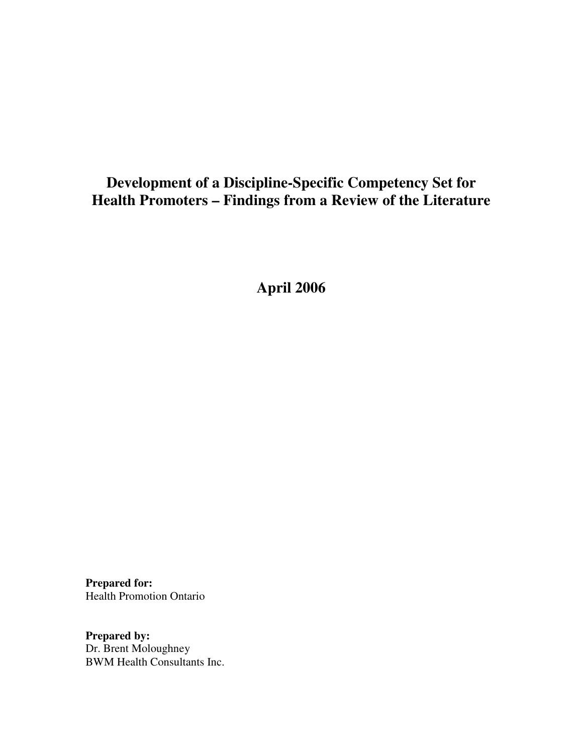# Development of a Discipline-Specific Competency Set for Health Promoters – Findings from a Review of the Literature

**April 2006**

**Prepared for:**
Health Promotion Ontario

**Prepared by:**
Dr. Brent Moloughney
BWM Health Consultants Inc.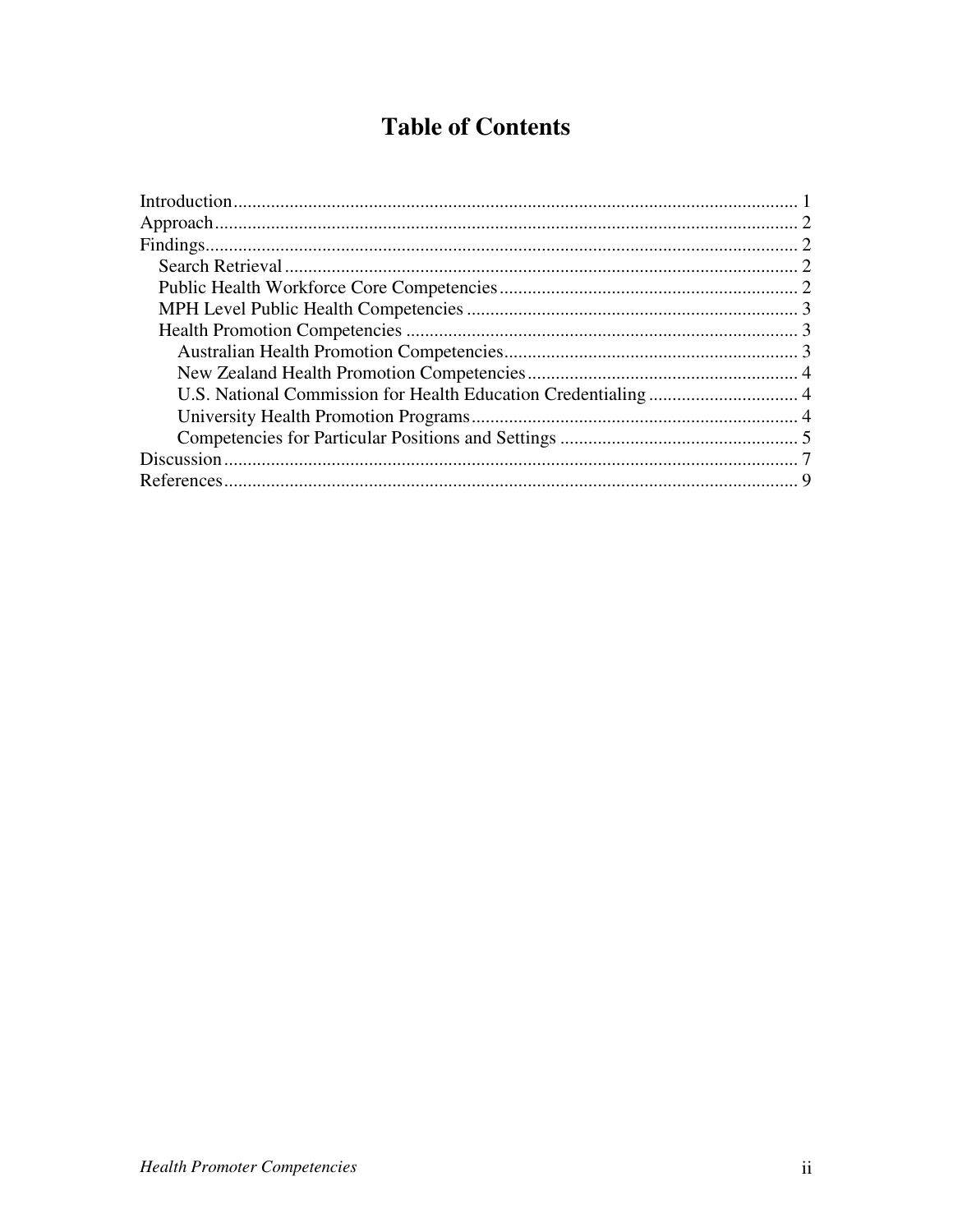# Table of Contents

- Introduction ..... 1
- Approach ..... 2
- Findings ..... 2
  - Search Retrieval ..... 2
  - Public Health Workforce Core Competencies ..... 2
  - MPH Level Public Health Competencies ..... 3
  - Health Promotion Competencies ..... 3
    - Australian Health Promotion Competencies ..... 3
    - New Zealand Health Promotion Competencies ..... 4
    - U.S. National Commission for Health Education Credentialing ..... 4
    - University Health Promotion Programs ..... 4
    - Competencies for Particular Positions and Settings ..... 5
- Discussion ..... 7
- References ..... 9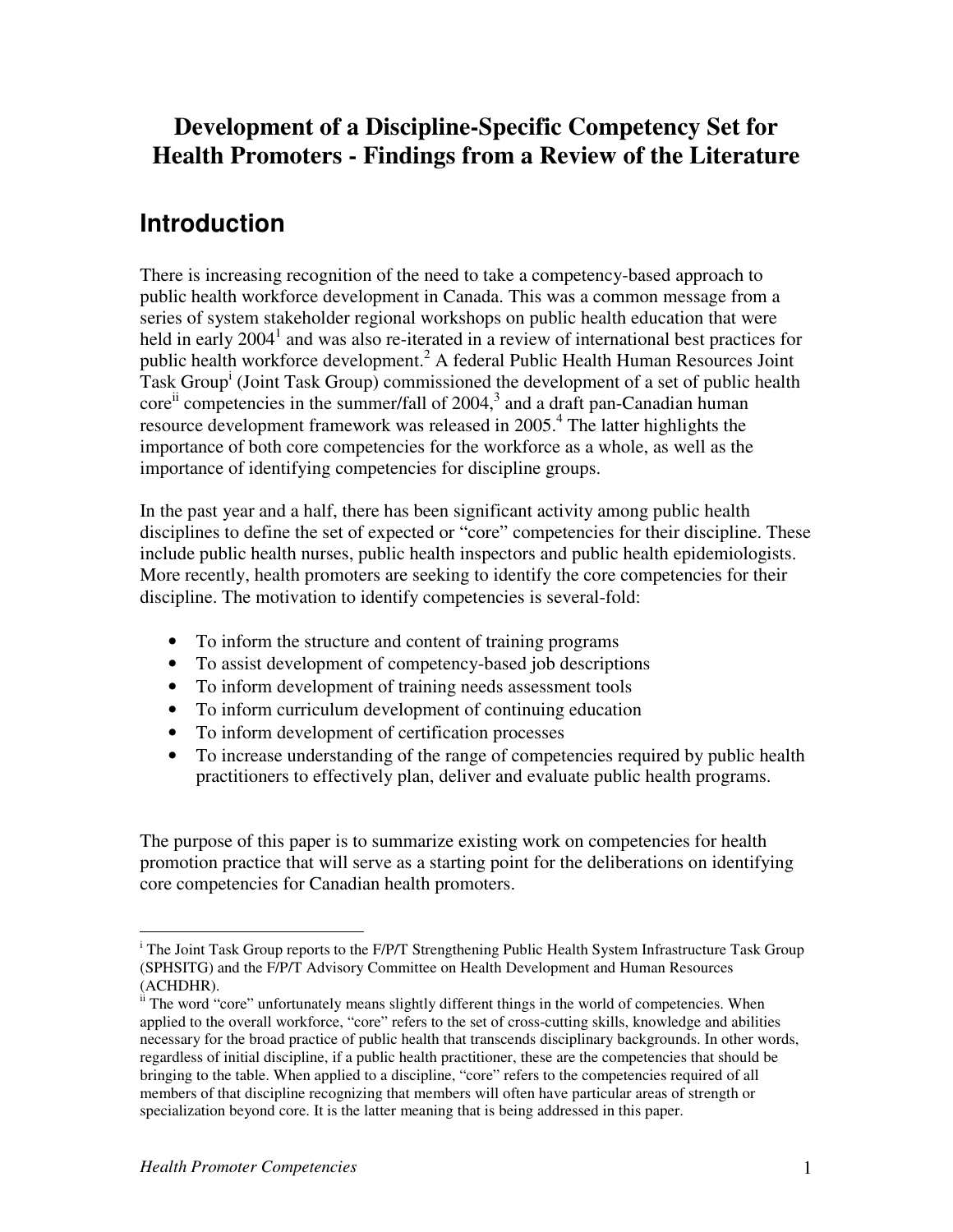# Development of a Discipline-Specific Competency Set for Health Promoters - Findings from a Review of the Literature

## Introduction

There is increasing recognition of the need to take a competency-based approach to public health workforce development in Canada. This was a common message from a series of system stakeholder regional workshops on public health education that were held in early 2004[1] and was also re-iterated in a review of international best practices for public health workforce development.[2] A federal Public Health Human Resources Joint Task Group[i] (Joint Task Group) commissioned the development of a set of public health core[ii] competencies in the summer/fall of 2004,[3] and a draft pan-Canadian human resource development framework was released in 2005.[4] The latter highlights the importance of both core competencies for the workforce as a whole, as well as the importance of identifying competencies for discipline groups.

In the past year and a half, there has been significant activity among public health disciplines to define the set of expected or "core" competencies for their discipline. These include public health nurses, public health inspectors and public health epidemiologists. More recently, health promoters are seeking to identify the core competencies for their discipline. The motivation to identify competencies is several-fold:

- To inform the structure and content of training programs
- To assist development of competency-based job descriptions
- To inform development of training needs assessment tools
- To inform curriculum development of continuing education
- To inform development of certification processes
- To increase understanding of the range of competencies required by public health practitioners to effectively plan, deliver and evaluate public health programs.

The purpose of this paper is to summarize existing work on competencies for health promotion practice that will serve as a starting point for the deliberations on identifying core competencies for Canadian health promoters.

---

[i] The Joint Task Group reports to the F/P/T Strengthening Public Health System Infrastructure Task Group (SPHSITG) and the F/P/T Advisory Committee on Health Development and Human Resources (ACHDHR).

[ii] The word "core" unfortunately means slightly different things in the world of competencies. When applied to the overall workforce, "core" refers to the set of cross-cutting skills, knowledge and abilities necessary for the broad practice of public health that transcends disciplinary backgrounds. In other words, regardless of initial discipline, if a public health practitioner, these are the competencies that should be bringing to the table. When applied to a discipline, "core" refers to the competencies required of all members of that discipline recognizing that members will often have particular areas of strength or specialization beyond core. It is the latter meaning that is being addressed in this paper.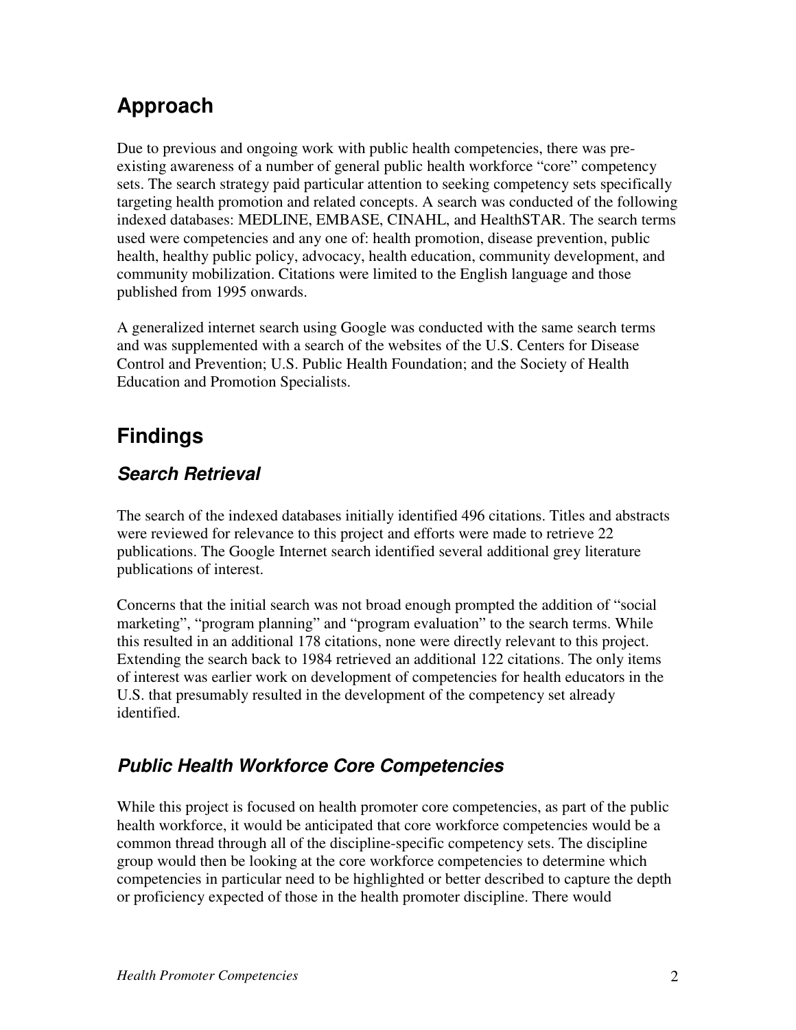## Approach

Due to previous and ongoing work with public health competencies, there was pre-existing awareness of a number of general public health workforce "core" competency sets. The search strategy paid particular attention to seeking competency sets specifically targeting health promotion and related concepts. A search was conducted of the following indexed databases: MEDLINE, EMBASE, CINAHL, and HealthSTAR. The search terms used were competencies and any one of: health promotion, disease prevention, public health, healthy public policy, advocacy, health education, community development, and community mobilization. Citations were limited to the English language and those published from 1995 onwards.

A generalized internet search using Google was conducted with the same search terms and was supplemented with a search of the websites of the U.S. Centers for Disease Control and Prevention; U.S. Public Health Foundation; and the Society of Health Education and Promotion Specialists.

## Findings

### *Search Retrieval*

The search of the indexed databases initially identified 496 citations. Titles and abstracts were reviewed for relevance to this project and efforts were made to retrieve 22 publications. The Google Internet search identified several additional grey literature publications of interest.

Concerns that the initial search was not broad enough prompted the addition of "social marketing", "program planning" and "program evaluation" to the search terms. While this resulted in an additional 178 citations, none were directly relevant to this project. Extending the search back to 1984 retrieved an additional 122 citations. The only items of interest was earlier work on development of competencies for health educators in the U.S. that presumably resulted in the development of the competency set already identified.

### *Public Health Workforce Core Competencies*

While this project is focused on health promoter core competencies, as part of the public health workforce, it would be anticipated that core workforce competencies would be a common thread through all of the discipline-specific competency sets. The discipline group would then be looking at the core workforce competencies to determine which competencies in particular need to be highlighted or better described to capture the depth or proficiency expected of those in the health promoter discipline. There would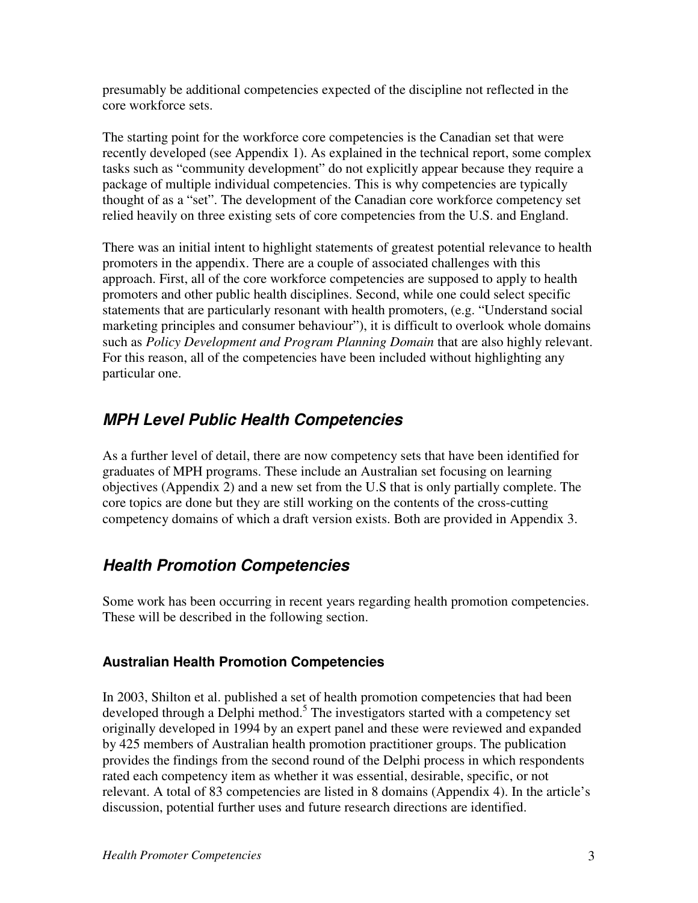presumably be additional competencies expected of the discipline not reflected in the core workforce sets.

The starting point for the workforce core competencies is the Canadian set that were recently developed (see Appendix 1). As explained in the technical report, some complex tasks such as "community development" do not explicitly appear because they require a package of multiple individual competencies. This is why competencies are typically thought of as a "set". The development of the Canadian core workforce competency set relied heavily on three existing sets of core competencies from the U.S. and England.

There was an initial intent to highlight statements of greatest potential relevance to health promoters in the appendix. There are a couple of associated challenges with this approach. First, all of the core workforce competencies are supposed to apply to health promoters and other public health disciplines. Second, while one could select specific statements that are particularly resonant with health promoters, (e.g. "Understand social marketing principles and consumer behaviour"), it is difficult to overlook whole domains such as *Policy Development and Program Planning Domain* that are also highly relevant. For this reason, all of the competencies have been included without highlighting any particular one.

## *MPH Level Public Health Competencies*

As a further level of detail, there are now competency sets that have been identified for graduates of MPH programs. These include an Australian set focusing on learning objectives (Appendix 2) and a new set from the U.S that is only partially complete. The core topics are done but they are still working on the contents of the cross-cutting competency domains of which a draft version exists. Both are provided in Appendix 3.

## *Health Promotion Competencies*

Some work has been occurring in recent years regarding health promotion competencies. These will be described in the following section.

### Australian Health Promotion Competencies

In 2003, Shilton et al. published a set of health promotion competencies that had been developed through a Delphi method.[5] The investigators started with a competency set originally developed in 1994 by an expert panel and these were reviewed and expanded by 425 members of Australian health promotion practitioner groups. The publication provides the findings from the second round of the Delphi process in which respondents rated each competency item as whether it was essential, desirable, specific, or not relevant. A total of 83 competencies are listed in 8 domains (Appendix 4). In the article's discussion, potential further uses and future research directions are identified.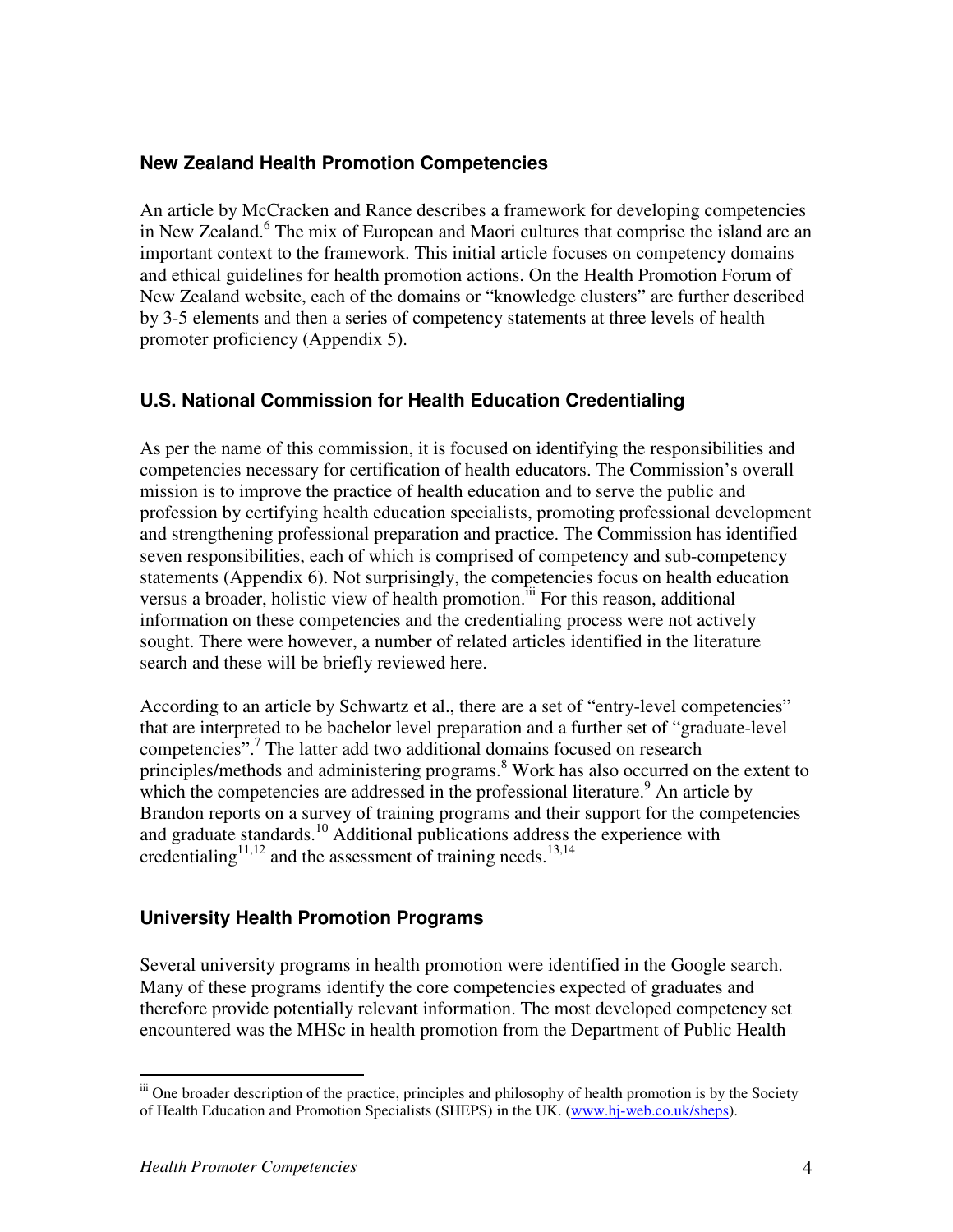### New Zealand Health Promotion Competencies

An article by McCracken and Rance describes a framework for developing competencies in New Zealand.[6] The mix of European and Maori cultures that comprise the island are an important context to the framework. This initial article focuses on competency domains and ethical guidelines for health promotion actions. On the Health Promotion Forum of New Zealand website, each of the domains or "knowledge clusters" are further described by 3-5 elements and then a series of competency statements at three levels of health promoter proficiency (Appendix 5).

### U.S. National Commission for Health Education Credentialing

As per the name of this commission, it is focused on identifying the responsibilities and competencies necessary for certification of health educators. The Commission's overall mission is to improve the practice of health education and to serve the public and profession by certifying health education specialists, promoting professional development and strengthening professional preparation and practice. The Commission has identified seven responsibilities, each of which is comprised of competency and sub-competency statements (Appendix 6). Not surprisingly, the competencies focus on health education versus a broader, holistic view of health promotion.[iii] For this reason, additional information on these competencies and the credentialing process were not actively sought. There were however, a number of related articles identified in the literature search and these will be briefly reviewed here.

According to an article by Schwartz et al., there are a set of "entry-level competencies" that are interpreted to be bachelor level preparation and a further set of "graduate-level competencies".[7] The latter add two additional domains focused on research principles/methods and administering programs.[8] Work has also occurred on the extent to which the competencies are addressed in the professional literature.[9] An article by Brandon reports on a survey of training programs and their support for the competencies and graduate standards.[10] Additional publications address the experience with credentialing[11,12] and the assessment of training needs.[13,14]

### University Health Promotion Programs

Several university programs in health promotion were identified in the Google search. Many of these programs identify the core competencies expected of graduates and therefore provide potentially relevant information. The most developed competency set encountered was the MHSc in health promotion from the Department of Public Health

---

[iii] One broader description of the practice, principles and philosophy of health promotion is by the Society of Health Education and Promotion Specialists (SHEPS) in the UK. (www.hj-web.co.uk/sheps).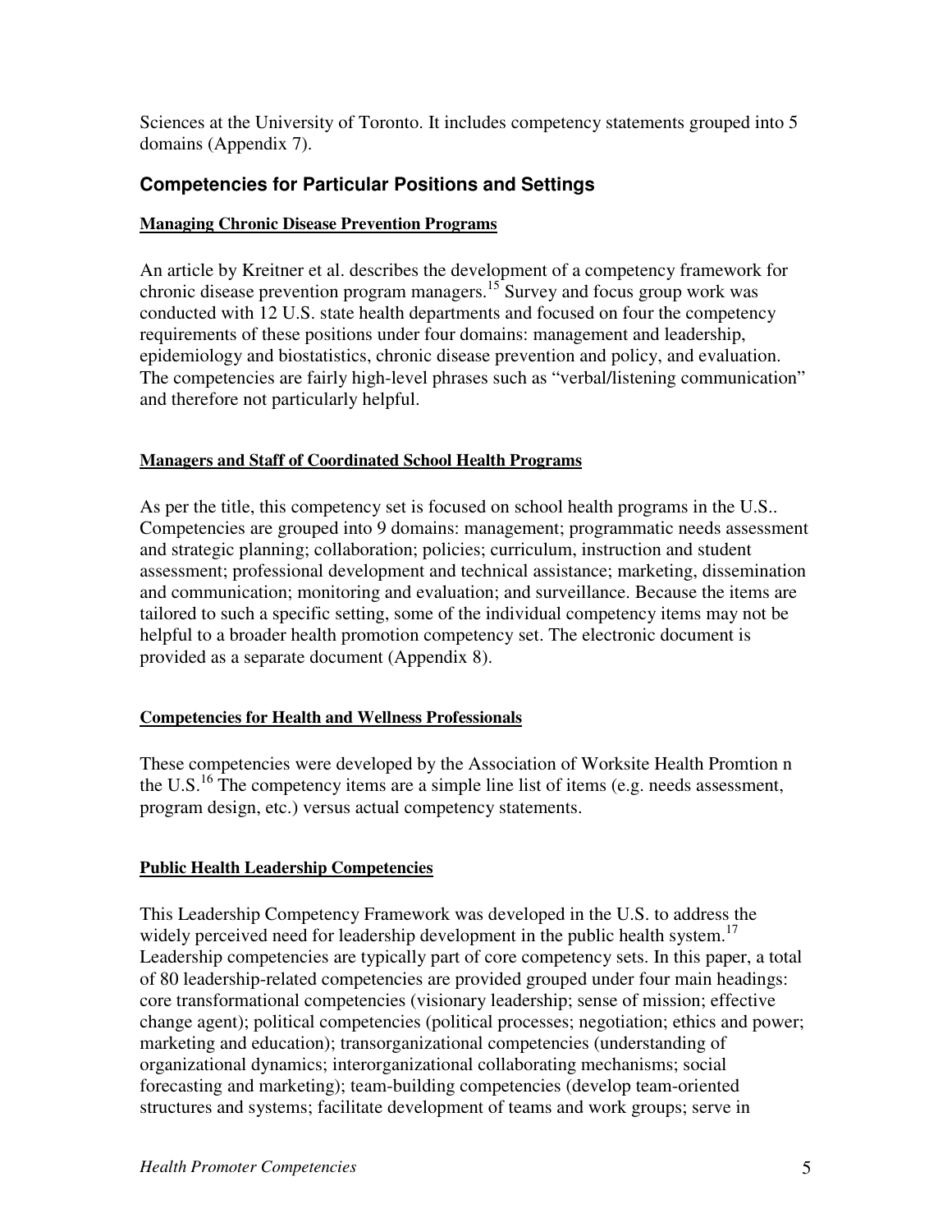Sciences at the University of Toronto. It includes competency statements grouped into 5 domains (Appendix 7).

## Competencies for Particular Positions and Settings

### Managing Chronic Disease Prevention Programs

An article by Kreitner et al. describes the development of a competency framework for chronic disease prevention program managers.[15] Survey and focus group work was conducted with 12 U.S. state health departments and focused on four the competency requirements of these positions under four domains: management and leadership, epidemiology and biostatistics, chronic disease prevention and policy, and evaluation. The competencies are fairly high-level phrases such as "verbal/listening communication" and therefore not particularly helpful.

### Managers and Staff of Coordinated School Health Programs

As per the title, this competency set is focused on school health programs in the U.S.. Competencies are grouped into 9 domains: management; programmatic needs assessment and strategic planning; collaboration; policies; curriculum, instruction and student assessment; professional development and technical assistance; marketing, dissemination and communication; monitoring and evaluation; and surveillance. Because the items are tailored to such a specific setting, some of the individual competency items may not be helpful to a broader health promotion competency set. The electronic document is provided as a separate document (Appendix 8).

### Competencies for Health and Wellness Professionals

These competencies were developed by the Association of Worksite Health Promtion n the U.S.[16] The competency items are a simple line list of items (e.g. needs assessment, program design, etc.) versus actual competency statements.

### Public Health Leadership Competencies

This Leadership Competency Framework was developed in the U.S. to address the widely perceived need for leadership development in the public health system.[17] Leadership competencies are typically part of core competency sets. In this paper, a total of 80 leadership-related competencies are provided grouped under four main headings: core transformational competencies (visionary leadership; sense of mission; effective change agent); political competencies (political processes; negotiation; ethics and power; marketing and education); transorganizational competencies (understanding of organizational dynamics; interorganizational collaborating mechanisms; social forecasting and marketing); team-building competencies (develop team-oriented structures and systems; facilitate development of teams and work groups; serve in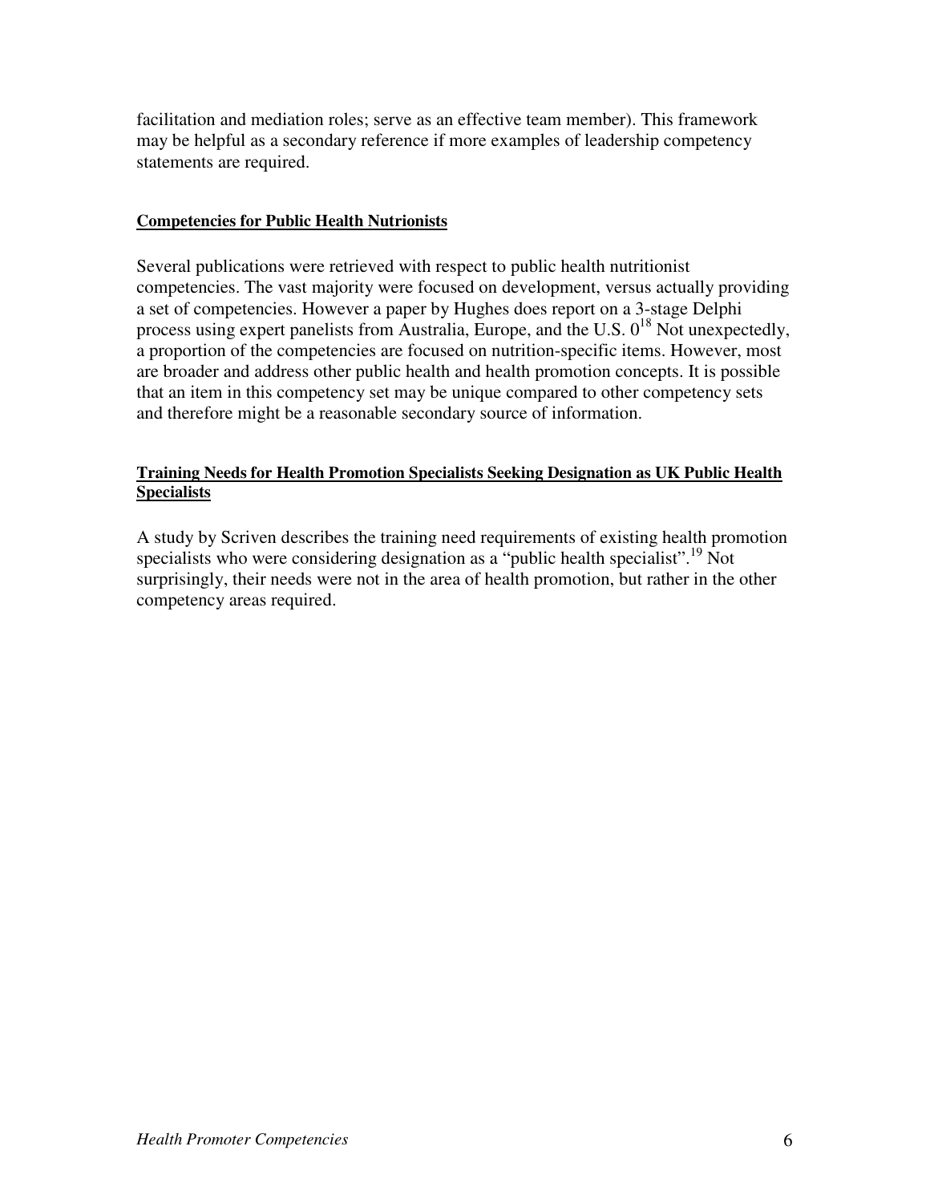facilitation and mediation roles; serve as an effective team member). This framework may be helpful as a secondary reference if more examples of leadership competency statements are required.

**Competencies for Public Health Nutrionists**

Several publications were retrieved with respect to public health nutritionist competencies. The vast majority were focused on development, versus actually providing a set of competencies. However a paper by Hughes does report on a 3-stage Delphi process using expert panelists from Australia, Europe, and the U.S. 0[18] Not unexpectedly, a proportion of the competencies are focused on nutrition-specific items. However, most are broader and address other public health and health promotion concepts. It is possible that an item in this competency set may be unique compared to other competency sets and therefore might be a reasonable secondary source of information.

**Training Needs for Health Promotion Specialists Seeking Designation as UK Public Health Specialists**

A study by Scriven describes the training need requirements of existing health promotion specialists who were considering designation as a "public health specialist".[19] Not surprisingly, their needs were not in the area of health promotion, but rather in the other competency areas required.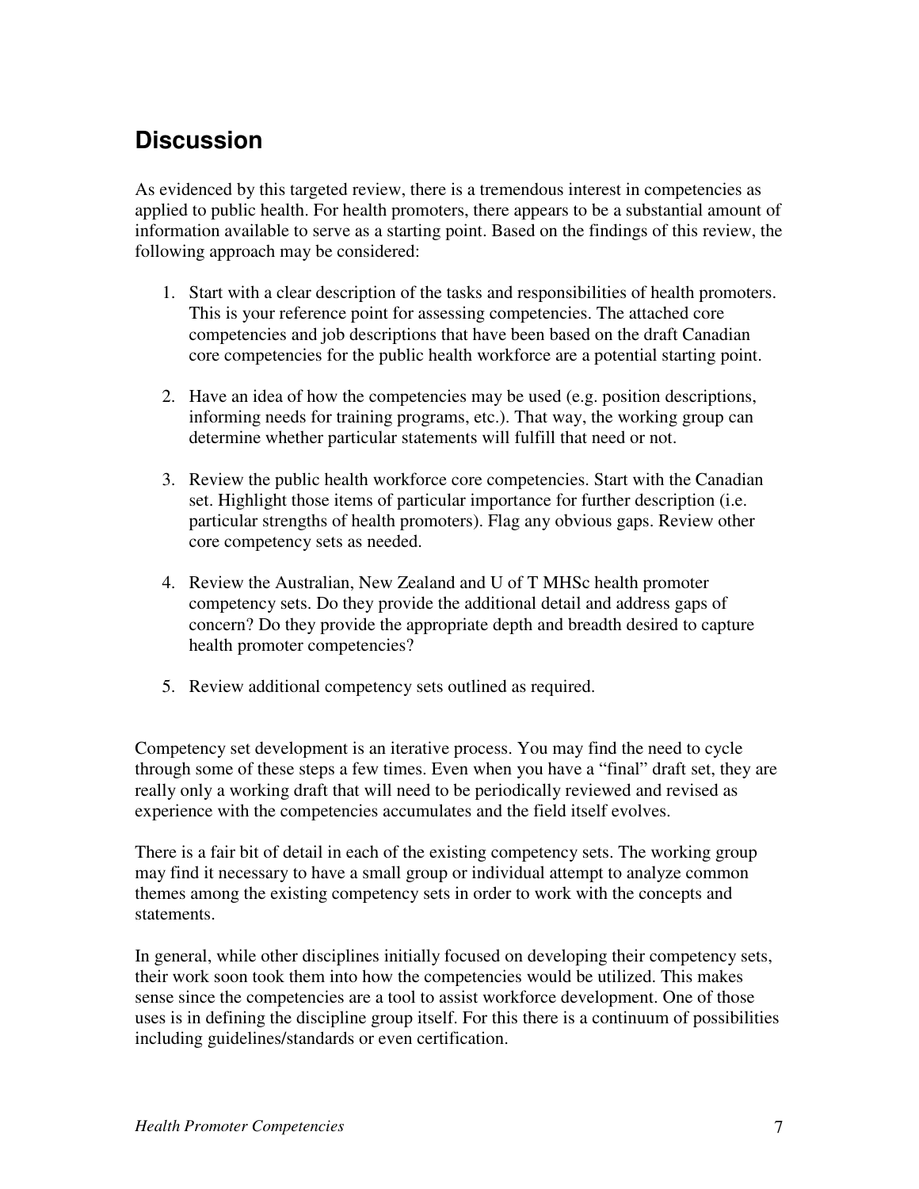## Discussion

As evidenced by this targeted review, there is a tremendous interest in competencies as applied to public health. For health promoters, there appears to be a substantial amount of information available to serve as a starting point. Based on the findings of this review, the following approach may be considered:

1. Start with a clear description of the tasks and responsibilities of health promoters. This is your reference point for assessing competencies. The attached core competencies and job descriptions that have been based on the draft Canadian core competencies for the public health workforce are a potential starting point.

2. Have an idea of how the competencies may be used (e.g. position descriptions, informing needs for training programs, etc.). That way, the working group can determine whether particular statements will fulfill that need or not.

3. Review the public health workforce core competencies. Start with the Canadian set. Highlight those items of particular importance for further description (i.e. particular strengths of health promoters). Flag any obvious gaps. Review other core competency sets as needed.

4. Review the Australian, New Zealand and U of T MHSc health promoter competency sets. Do they provide the additional detail and address gaps of concern? Do they provide the appropriate depth and breadth desired to capture health promoter competencies?

5. Review additional competency sets outlined as required.

Competency set development is an iterative process. You may find the need to cycle through some of these steps a few times. Even when you have a "final" draft set, they are really only a working draft that will need to be periodically reviewed and revised as experience with the competencies accumulates and the field itself evolves.

There is a fair bit of detail in each of the existing competency sets. The working group may find it necessary to have a small group or individual attempt to analyze common themes among the existing competency sets in order to work with the concepts and statements.

In general, while other disciplines initially focused on developing their competency sets, their work soon took them into how the competencies would be utilized. This makes sense since the competencies are a tool to assist workforce development. One of those uses is in defining the discipline group itself. For this there is a continuum of possibilities including guidelines/standards or even certification.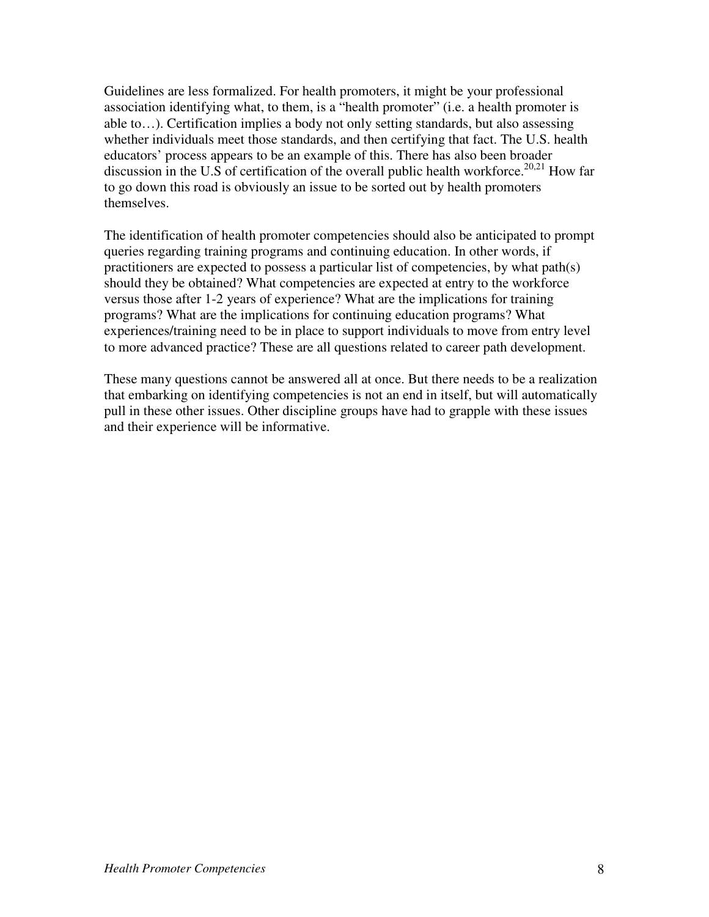Guidelines are less formalized. For health promoters, it might be your professional association identifying what, to them, is a "health promoter" (i.e. a health promoter is able to…). Certification implies a body not only setting standards, but also assessing whether individuals meet those standards, and then certifying that fact. The U.S. health educators' process appears to be an example of this. There has also been broader discussion in the U.S of certification of the overall public health workforce.[20,21] How far to go down this road is obviously an issue to be sorted out by health promoters themselves.

The identification of health promoter competencies should also be anticipated to prompt queries regarding training programs and continuing education. In other words, if practitioners are expected to possess a particular list of competencies, by what path(s) should they be obtained? What competencies are expected at entry to the workforce versus those after 1-2 years of experience? What are the implications for training programs? What are the implications for continuing education programs? What experiences/training need to be in place to support individuals to move from entry level to more advanced practice? These are all questions related to career path development.

These many questions cannot be answered all at once. But there needs to be a realization that embarking on identifying competencies is not an end in itself, but will automatically pull in these other issues. Other discipline groups have had to grapple with these issues and their experience will be informative.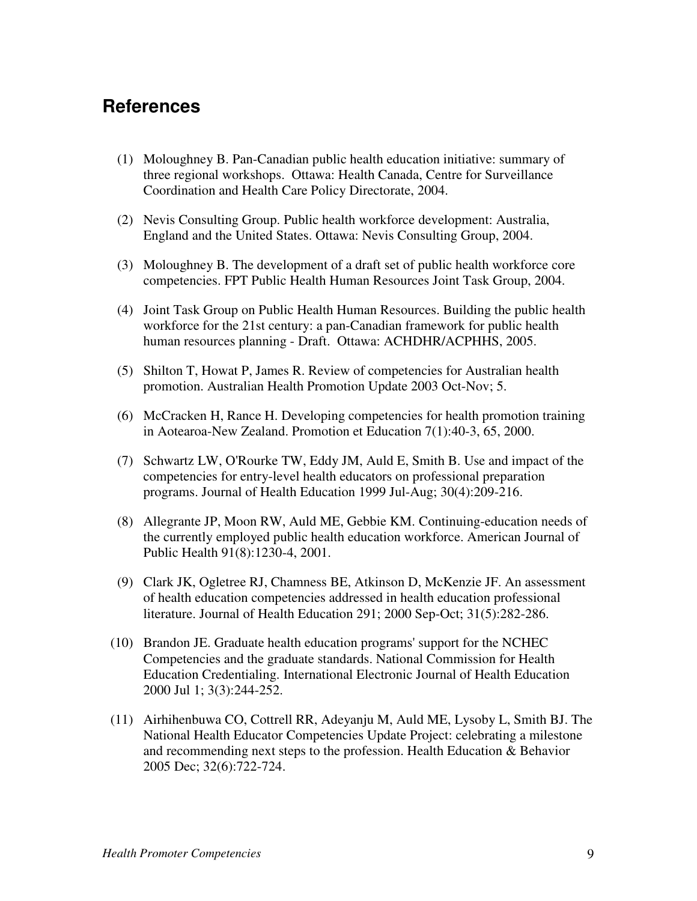## References

(1) Moloughney B. Pan-Canadian public health education initiative: summary of three regional workshops. Ottawa: Health Canada, Centre for Surveillance Coordination and Health Care Policy Directorate, 2004.

(2) Nevis Consulting Group. Public health workforce development: Australia, England and the United States. Ottawa: Nevis Consulting Group, 2004.

(3) Moloughney B. The development of a draft set of public health workforce core competencies. FPT Public Health Human Resources Joint Task Group, 2004.

(4) Joint Task Group on Public Health Human Resources. Building the public health workforce for the 21st century: a pan-Canadian framework for public health human resources planning - Draft. Ottawa: ACHDHR/ACPHHS, 2005.

(5) Shilton T, Howat P, James R. Review of competencies for Australian health promotion. Australian Health Promotion Update 2003 Oct-Nov; 5.

(6) McCracken H, Rance H. Developing competencies for health promotion training in Aotearoa-New Zealand. Promotion et Education 7(1):40-3, 65, 2000.

(7) Schwartz LW, O'Rourke TW, Eddy JM, Auld E, Smith B. Use and impact of the competencies for entry-level health educators on professional preparation programs. Journal of Health Education 1999 Jul-Aug; 30(4):209-216.

(8) Allegrante JP, Moon RW, Auld ME, Gebbie KM. Continuing-education needs of the currently employed public health education workforce. American Journal of Public Health 91(8):1230-4, 2001.

(9) Clark JK, Ogletree RJ, Chamness BE, Atkinson D, McKenzie JF. An assessment of health education competencies addressed in health education professional literature. Journal of Health Education 291; 2000 Sep-Oct; 31(5):282-286.

(10) Brandon JE. Graduate health education programs' support for the NCHEC Competencies and the graduate standards. National Commission for Health Education Credentialing. International Electronic Journal of Health Education 2000 Jul 1; 3(3):244-252.

(11) Airhihenbuwa CO, Cottrell RR, Adeyanju M, Auld ME, Lysoby L, Smith BJ. The National Health Educator Competencies Update Project: celebrating a milestone and recommending next steps to the profession. Health Education & Behavior 2005 Dec; 32(6):722-724.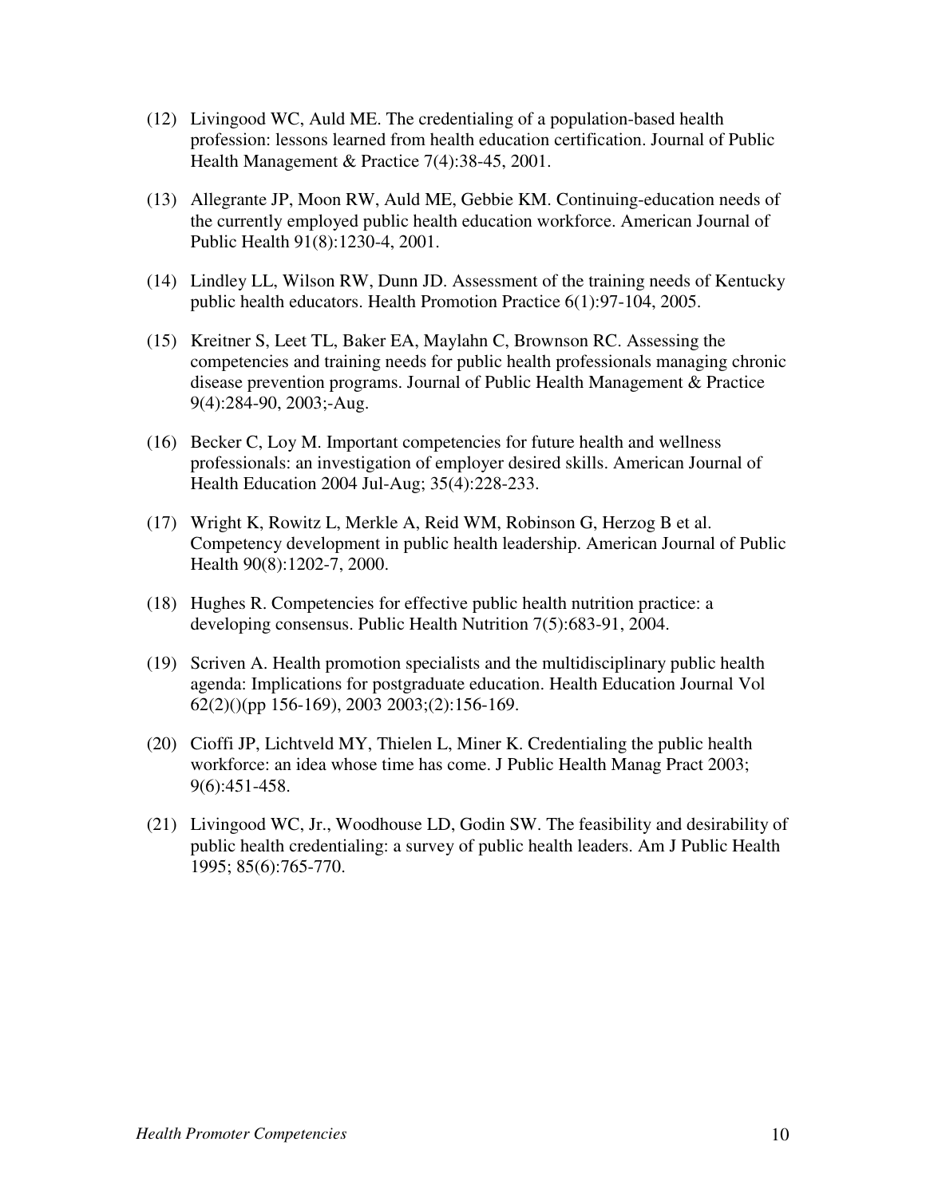(12) Livingood WC, Auld ME. The credentialing of a population-based health profession: lessons learned from health education certification. Journal of Public Health Management & Practice 7(4):38-45, 2001.

(13) Allegrante JP, Moon RW, Auld ME, Gebbie KM. Continuing-education needs of the currently employed public health education workforce. American Journal of Public Health 91(8):1230-4, 2001.

(14) Lindley LL, Wilson RW, Dunn JD. Assessment of the training needs of Kentucky public health educators. Health Promotion Practice 6(1):97-104, 2005.

(15) Kreitner S, Leet TL, Baker EA, Maylahn C, Brownson RC. Assessing the competencies and training needs for public health professionals managing chronic disease prevention programs. Journal of Public Health Management & Practice 9(4):284-90, 2003;-Aug.

(16) Becker C, Loy M. Important competencies for future health and wellness professionals: an investigation of employer desired skills. American Journal of Health Education 2004 Jul-Aug; 35(4):228-233.

(17) Wright K, Rowitz L, Merkle A, Reid WM, Robinson G, Herzog B et al. Competency development in public health leadership. American Journal of Public Health 90(8):1202-7, 2000.

(18) Hughes R. Competencies for effective public health nutrition practice: a developing consensus. Public Health Nutrition 7(5):683-91, 2004.

(19) Scriven A. Health promotion specialists and the multidisciplinary public health agenda: Implications for postgraduate education. Health Education Journal Vol 62(2)()(pp 156-169), 2003 2003;(2):156-169.

(20) Cioffi JP, Lichtveld MY, Thielen L, Miner K. Credentialing the public health workforce: an idea whose time has come. J Public Health Manag Pract 2003; 9(6):451-458.

(21) Livingood WC, Jr., Woodhouse LD, Godin SW. The feasibility and desirability of public health credentialing: a survey of public health leaders. Am J Public Health 1995; 85(6):765-770.